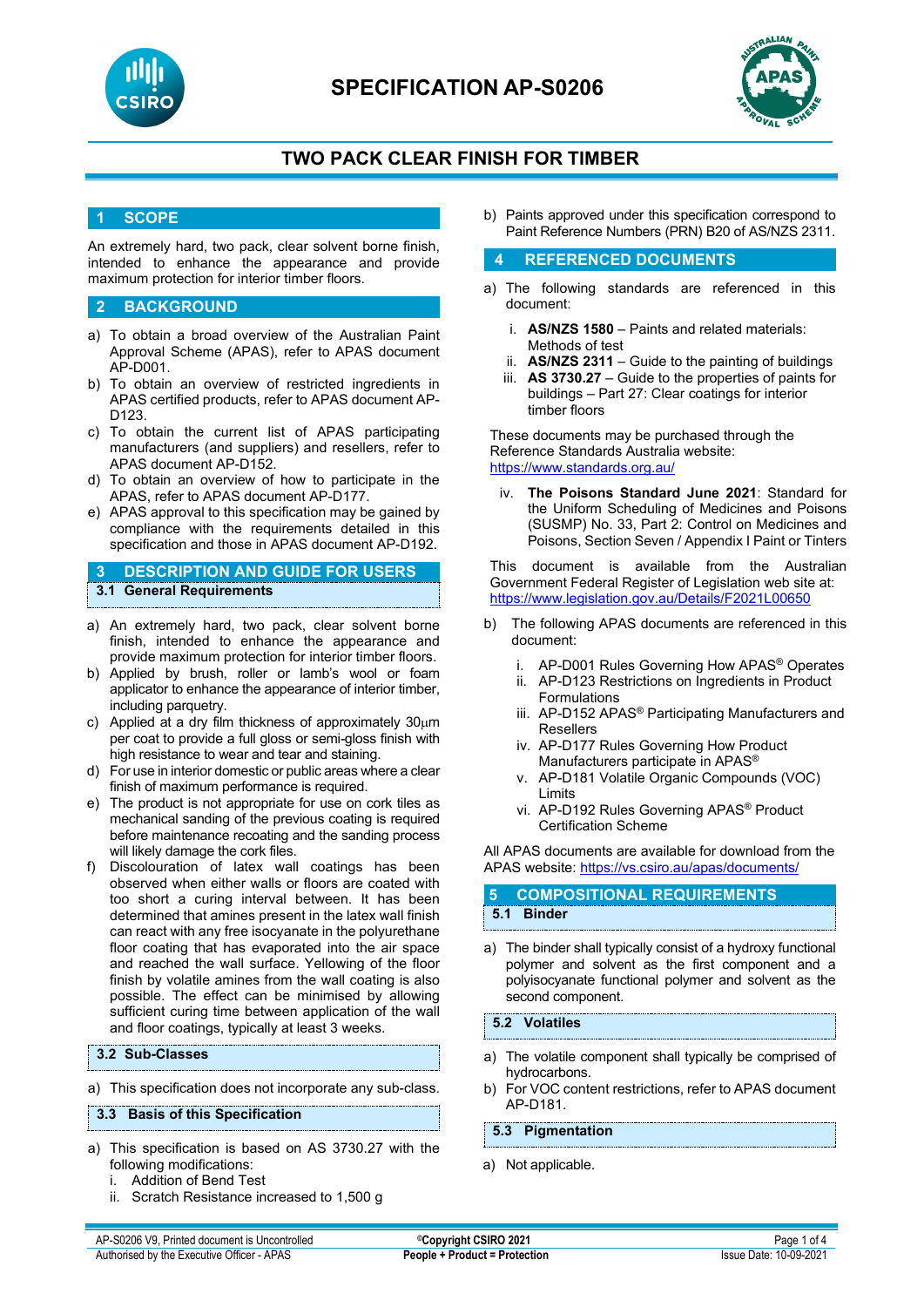# SPECIFICATION AP-S0206

## TWO PACK CLEAR FINISH FOR TIMBER

## 1 SCOPE

An extremely hard, two pack, clear solvent borne finish, intended to enhance the appearance and provide maximum protection for interior timber floors.

## 2 BACKGROUND

a) To obtain a broad overview of the Australian Paint Approval Scheme (APAS), refer to APAS document AP-D001.
b) To obtain an overview of restricted ingredients in APAS certified products, refer to APAS document AP-D123.
c) To obtain the current list of APAS participating manufacturers (and suppliers) and resellers, refer to APAS document AP-D152.
d) To obtain an overview of how to participate in the APAS, refer to APAS document AP-D177.
e) APAS approval to this specification may be gained by compliance with the requirements detailed in this specification and those in APAS document AP-D192.

## 3 DESCRIPTION AND GUIDE FOR USERS

### 3.1 General Requirements

a) An extremely hard, two pack, clear solvent borne finish, intended to enhance the appearance and provide maximum protection for interior timber floors.
b) Applied by brush, roller or lamb's wool or foam applicator to enhance the appearance of interior timber, including parquetry.
c) Applied at a dry film thickness of approximately 30µm per coat to provide a full gloss or semi-gloss finish with high resistance to wear and tear and staining.
d) For use in interior domestic or public areas where a clear finish of maximum performance is required.
e) The product is not appropriate for use on cork tiles as mechanical sanding of the previous coating is required before maintenance recoating and the sanding process will likely damage the cork files.
f) Discolouration of latex wall coatings has been observed when either walls or floors are coated with too short a curing interval between. It has been determined that amines present in the latex wall finish can react with any free isocyanate in the polyurethane floor coating that has evaporated into the air space and reached the wall surface. Yellowing of the floor finish by volatile amines from the wall coating is also possible. The effect can be minimised by allowing sufficient curing time between application of the wall and floor coatings, typically at least 3 weeks.

### 3.2 Sub-Classes

a) This specification does not incorporate any sub-class.

### 3.3 Basis of this Specification

a) This specification is based on AS 3730.27 with the following modifications:
   i. Addition of Bend Test
   ii. Scratch Resistance increased to 1,500 g
b) Paints approved under this specification correspond to Paint Reference Numbers (PRN) B20 of AS/NZS 2311.

## 4 REFERENCED DOCUMENTS

a) The following standards are referenced in this document:
   i. **AS/NZS 1580** – Paints and related materials: Methods of test
   ii. **AS/NZS 2311** – Guide to the painting of buildings
   iii. **AS 3730.27** – Guide to the properties of paints for buildings – Part 27: Clear coatings for interior timber floors

   These documents may be purchased through the Reference Standards Australia website: https://www.standards.org.au/

   iv. **The Poisons Standard June 2021**: Standard for the Uniform Scheduling of Medicines and Poisons (SUSMP) No. 33, Part 2: Control on Medicines and Poisons, Section Seven / Appendix I Paint or Tinters

   This document is available from the Australian Government Federal Register of Legislation web site at: https://www.legislation.gov.au/Details/F2021L00650

b) The following APAS documents are referenced in this document:
   i. AP-D001 Rules Governing How APAS® Operates
   ii. AP-D123 Restrictions on Ingredients in Product Formulations
   iii. AP-D152 APAS® Participating Manufacturers and Resellers
   iv. AP-D177 Rules Governing How Product Manufacturers participate in APAS®
   v. AP-D181 Volatile Organic Compounds (VOC) Limits
   vi. AP-D192 Rules Governing APAS® Product Certification Scheme

All APAS documents are available for download from the APAS website: https://vs.csiro.au/apas/documents/

## 5 COMPOSITIONAL REQUIREMENTS

### 5.1 Binder

a) The binder shall typically consist of a hydroxy functional polymer and solvent as the first component and a polyisocyanate functional polymer and solvent as the second component.

### 5.2 Volatiles

a) The volatile component shall typically be comprised of hydrocarbons.
b) For VOC content restrictions, refer to APAS document AP-D181.

### 5.3 Pigmentation

a) Not applicable.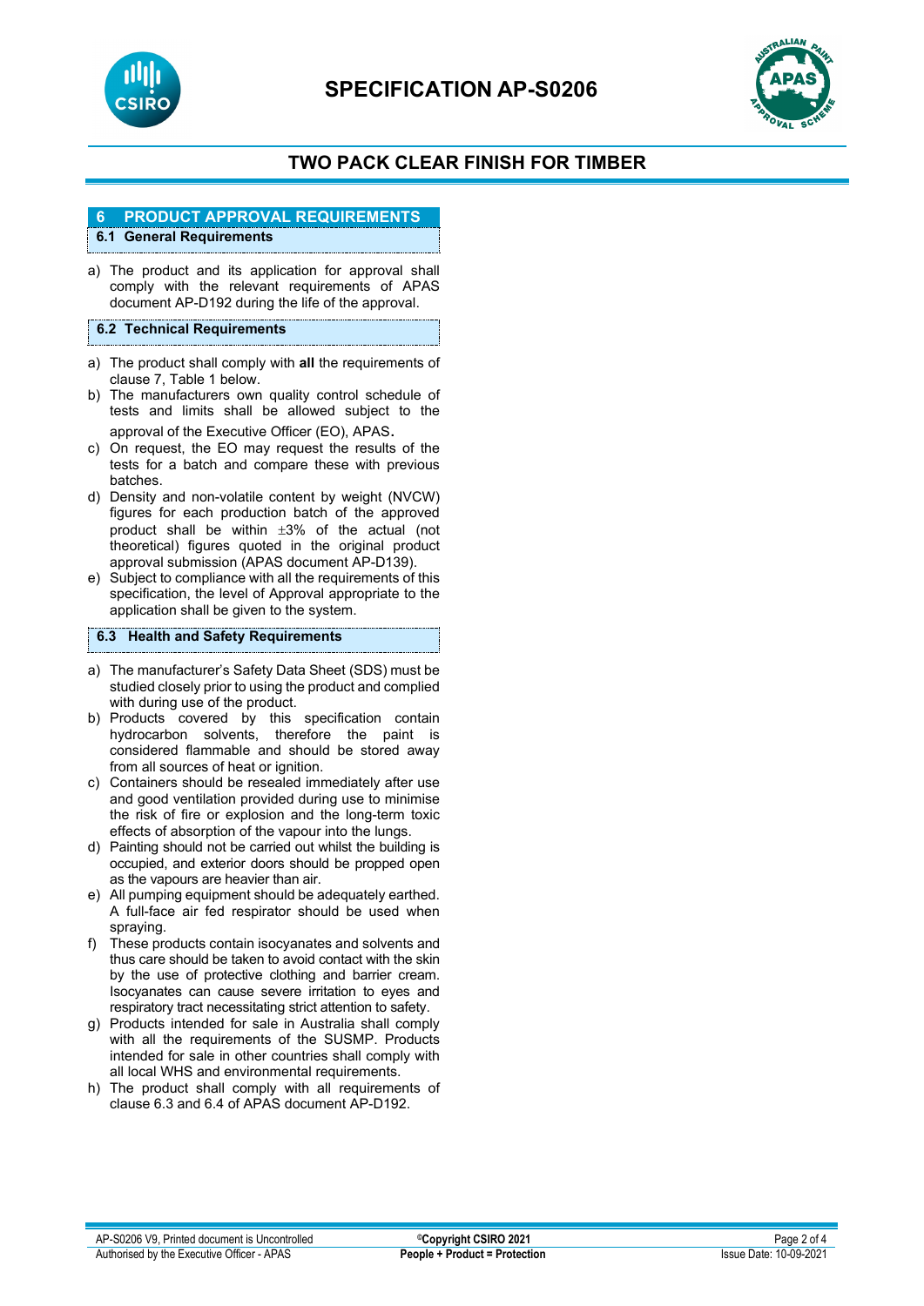## 6 PRODUCT APPROVAL REQUIREMENTS

### 6.1 General Requirements

a) The product and its application for approval shall comply with the relevant requirements of APAS document AP-D192 during the life of the approval.

### 6.2 Technical Requirements

a) The product shall comply with **all** the requirements of clause 7, Table 1 below.
b) The manufacturers own quality control schedule of tests and limits shall be allowed subject to the approval of the Executive Officer (EO), APAS.
c) On request, the EO may request the results of the tests for a batch and compare these with previous batches.
d) Density and non-volatile content by weight (NVCW) figures for each production batch of the approved product shall be within ±3% of the actual (not theoretical) figures quoted in the original product approval submission (APAS document AP-D139).
e) Subject to compliance with all the requirements of this specification, the level of Approval appropriate to the application shall be given to the system.

### 6.3 Health and Safety Requirements

a) The manufacturer's Safety Data Sheet (SDS) must be studied closely prior to using the product and complied with during use of the product.
b) Products covered by this specification contain hydrocarbon solvents, therefore the paint is considered flammable and should be stored away from all sources of heat or ignition.
c) Containers should be resealed immediately after use and good ventilation provided during use to minimise the risk of fire or explosion and the long-term toxic effects of absorption of the vapour into the lungs.
d) Painting should not be carried out whilst the building is occupied, and exterior doors should be propped open as the vapours are heavier than air.
e) All pumping equipment should be adequately earthed. A full-face air fed respirator should be used when spraying.
f) These products contain isocyanates and solvents and thus care should be taken to avoid contact with the skin by the use of protective clothing and barrier cream. Isocyanates can cause severe irritation to eyes and respiratory tract necessitating strict attention to safety.
g) Products intended for sale in Australia shall comply with all the requirements of the SUSMP. Products intended for sale in other countries shall comply with all local WHS and environmental requirements.
h) The product shall comply with all requirements of clause 6.3 and 6.4 of APAS document AP-D192.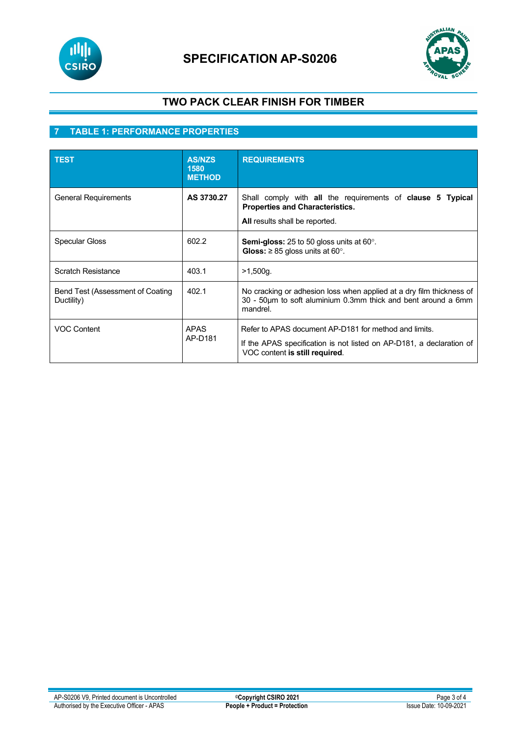# SPECIFICATION AP-S0206

## TWO PACK CLEAR FINISH FOR TIMBER

## 7 TABLE 1: PERFORMANCE PROPERTIES

| TEST | AS/NZS 1580 METHOD | REQUIREMENTS |
|---|---|---|
| General Requirements | **AS 3730.27** | Shall comply with **all** the requirements of **clause 5 Typical Properties and Characteristics.** **All** results shall be reported. |
| Specular Gloss | 602.2 | **Semi-gloss:** 25 to 50 gloss units at 60°. **Gloss:** ≥ 85 gloss units at 60°. |
| Scratch Resistance | 403.1 | >1,500g. |
| Bend Test (Assessment of Coating Ductility) | 402.1 | No cracking or adhesion loss when applied at a dry film thickness of 30 - 50µm to soft aluminium 0.3mm thick and bent around a 6mm mandrel. |
| VOC Content | APAS AP-D181 | Refer to APAS document AP-D181 for method and limits. If the APAS specification is not listed on AP-D181, a declaration of VOC content **is still required**. |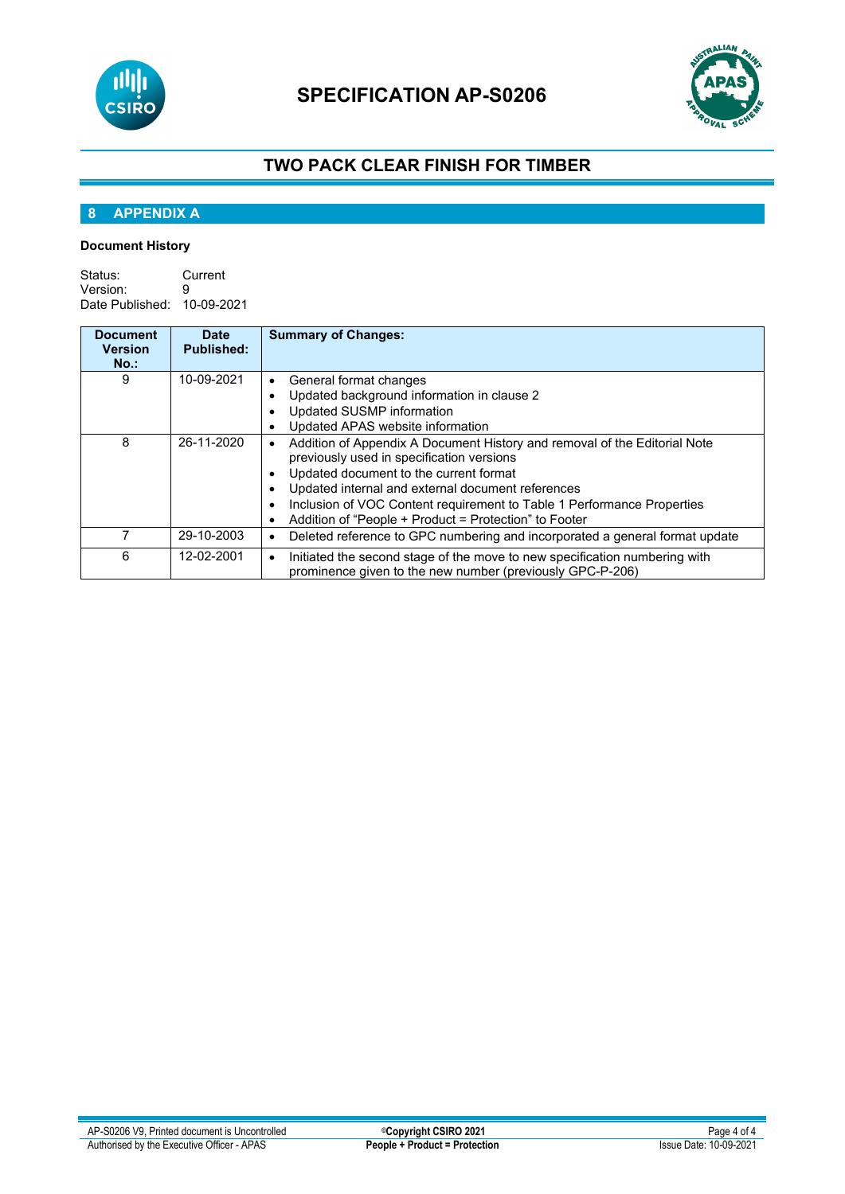# SPECIFICATION AP-S0206

## TWO PACK CLEAR FINISH FOR TIMBER

## 8 APPENDIX A

**Document History**

Status: Current
Version: 9
Date Published: 10-09-2021

| Document Version No.: | Date Published: | Summary of Changes: |
|---|---|---|
| 9 | 10-09-2021 | • General format changes<br>• Updated background information in clause 2<br>• Updated SUSMP information<br>• Updated APAS website information |
| 8 | 26-11-2020 | • Addition of Appendix A Document History and removal of the Editorial Note previously used in specification versions<br>• Updated document to the current format<br>• Updated internal and external document references<br>• Inclusion of VOC Content requirement to Table 1 Performance Properties<br>• Addition of "People + Product = Protection" to Footer |
| 7 | 29-10-2003 | • Deleted reference to GPC numbering and incorporated a general format update |
| 6 | 12-02-2001 | • Initiated the second stage of the move to new specification numbering with prominence given to the new number (previously GPC-P-206) |